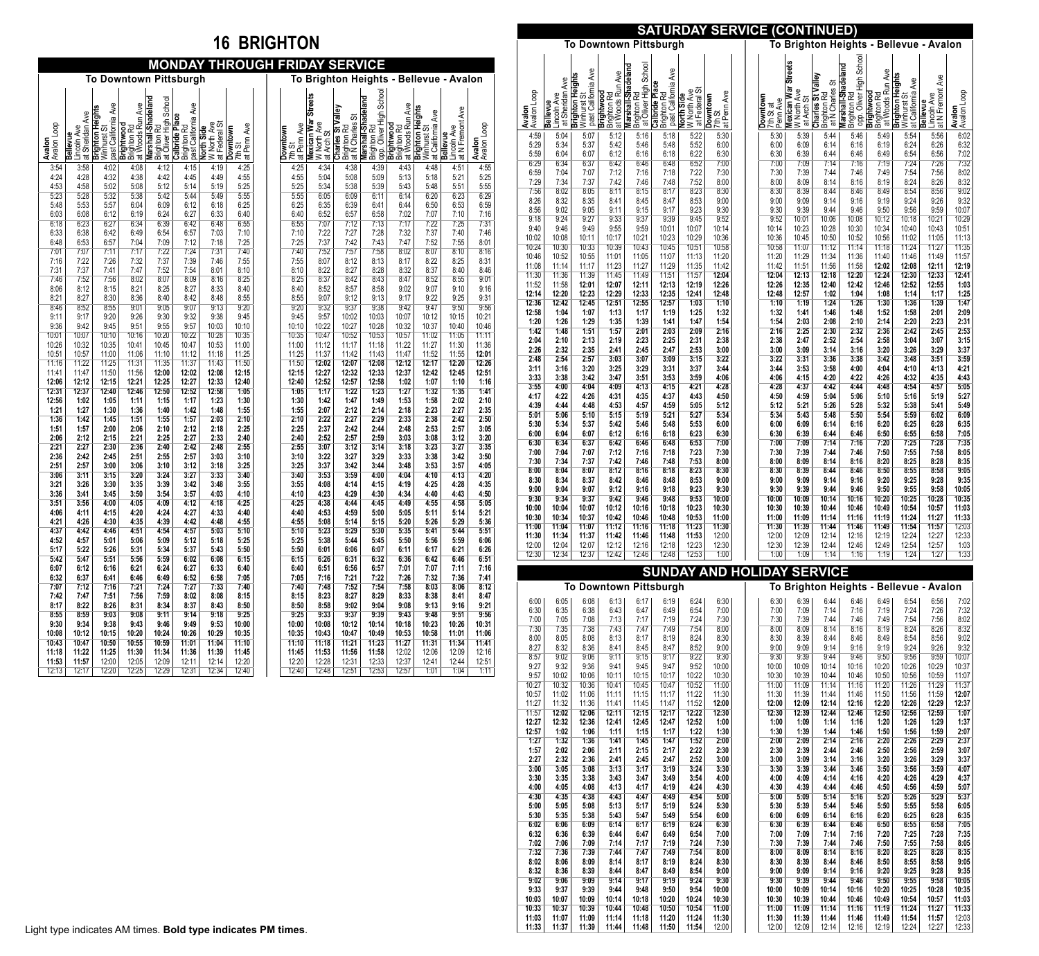# 16 BRIGHTON

## MONDAY THROUGH FRIDAY SERVICE

### To Downtown Pittsburgh

| Avalon Avalon Loop | Bellevue Lincoln Ave at Sheridan Ave | Brighton Heights Winhurst St past California Ave | Brightwood Brighton Rd at Woods Run Ave | Marshall-Shadeland Brighton Rd at Oliver High School | Calbride Place Brighton Rd past California Ave | North Side W North Ave at Federal St | Downtown 7th St at Penn Ave |
|---|---|---|---|---|---|---|---|
| 3:54 | 3:58 | 4:02 | 4:08 | 4:12 | 4:15 | 4:19 | 4:25 |
| 4:24 | 4:28 | 4:32 | 4:38 | 4:42 | 4:45 | 4:49 | 4:55 |
| 4:53 | 4:58 | 5:02 | 5:08 | 5:12 | 5:14 | 5:19 | 5:25 |
| 5:23 | 5:28 | 5:32 | 5:38 | 5:42 | 5:44 | 5:49 | 5:55 |
| 5:48 | 5:53 | 5:57 | 6:04 | 6:09 | 6:12 | 6:18 | 6:25 |
| 6:03 | 6:08 | 6:12 | 6:19 | 6:24 | 6:27 | 6:33 | 6:40 |
| 6:18 | 6:23 | 6:27 | 6:34 | 6:39 | 6:42 | 6:48 | 6:55 |
| 6:33 | 6:38 | 6:42 | 6:49 | 6:54 | 6:57 | 7:03 | 7:10 |
| 6:48 | 6:53 | 6:57 | 7:04 | 7:09 | 7:12 | 7:18 | 7:25 |
| 7:01 | 7:07 | 7:11 | 7:17 | 7:22 | 7:24 | 7:31 | 7:40 |
| 7:16 | 7:22 | 7:26 | 7:32 | 7:37 | 7:39 | 7:46 | 7:55 |
| 7:31 | 7:37 | 7:41 | 7:47 | 7:52 | 7:54 | 8:01 | 8:10 |
| 7:46 | 7:52 | 7:56 | 8:02 | 8:07 | 8:09 | 8:16 | 8:25 |
| 8:06 | 8:12 | 8:15 | 8:21 | 8:25 | 8:27 | 8:33 | 8:40 |
| 8:21 | 8:27 | 8:30 | 8:36 | 8:40 | 8:42 | 8:48 | 8:55 |
| 8:46 | 8:52 | 8:55 | 9:01 | 9:05 | 9:07 | 9:13 | 9:20 |
| 9:11 | 9:17 | 9:20 | 9:26 | 9:30 | 9:32 | 9:38 | 9:45 |
| 9:36 | 9:42 | 9:45 | 9:51 | 9:55 | 9:57 | 10:03 | 10:10 |
| 10:01 | 10:07 | 10:10 | 10:16 | 10:20 | 10:22 | 10:28 | 10:35 |
| 10:26 | 10:32 | 10:35 | 10:41 | 10:45 | 10:47 | 10:53 | 11:00 |
| 10:51 | 10:57 | 11:00 | 11:06 | 11:10 | 11:12 | 11:18 | 11:25 |
| 11:16 | 11:22 | 11:25 | 11:31 | 11:35 | 11:37 | 11:43 | 11:50 |
| 11:41 | 11:47 | 11:50 | 11:56 | **12:00** | **12:02** | **12:08** | **12:15** |
| **12:06** | **12:12** | **12:15** | **12:21** | **12:25** | **12:27** | **12:33** | **12:40** |
| **12:31** | **12:37** | **12:40** | **12:46** | **12:50** | **12:52** | **12:58** | **1:05** |
| **12:56** | **1:02** | **1:05** | **1:11** | **1:15** | **1:17** | **1:23** | **1:30** |
| **1:21** | **1:27** | **1:30** | **1:36** | **1:40** | **1:42** | **1:48** | **1:55** |
| **1:36** | **1:42** | **1:45** | **1:51** | **1:55** | **1:57** | **2:03** | **2:10** |
| **1:51** | **1:57** | **2:00** | **2:06** | **2:10** | **2:12** | **2:18** | **2:25** |
| **2:06** | **2:12** | **2:15** | **2:21** | **2:25** | **2:27** | **2:33** | **2:40** |
| **2:21** | **2:27** | **2:30** | **2:36** | **2:40** | **2:42** | **2:48** | **2:55** |
| **2:36** | **2:42** | **2:45** | **2:51** | **2:55** | **2:57** | **3:03** | **3:10** |
| **2:51** | **2:57** | **3:00** | **3:06** | **3:10** | **3:12** | **3:18** | **3:25** |
| **3:06** | **3:11** | **3:15** | **3:20** | **3:24** | **3:27** | **3:33** | **3:40** |
| **3:21** | **3:26** | **3:30** | **3:35** | **3:39** | **3:42** | **3:48** | **3:55** |
| **3:36** | **3:41** | **3:45** | **3:50** | **3:54** | **3:57** | **4:03** | **4:10** |
| **3:51** | **3:56** | **4:00** | **4:05** | **4:09** | **4:12** | **4:18** | **4:25** |
| **4:06** | **4:11** | **4:15** | **4:20** | **4:24** | **4:27** | **4:33** | **4:40** |
| **4:21** | **4:26** | **4:30** | **4:35** | **4:39** | **4:42** | **4:48** | **4:55** |
| **4:37** | **4:42** | **4:46** | **4:51** | **4:54** | **4:57** | **5:03** | **5:10** |
| **4:52** | **4:57** | **5:01** | **5:06** | **5:09** | **5:12** | **5:18** | **5:25** |
| **5:17** | **5:22** | **5:26** | **5:31** | **5:34** | **5:37** | **5:43** | **5:50** |
| **5:42** | **5:47** | **5:51** | **5:56** | **5:59** | **6:02** | **6:08** | **6:15** |
| **6:07** | **6:12** | **6:16** | **6:21** | **6:24** | **6:27** | **6:33** | **6:40** |
| **6:32** | **6:37** | **6:41** | **6:46** | **6:49** | **6:52** | **6:58** | **7:05** |
| **7:07** | **7:12** | **7:16** | **7:21** | **7:24** | **7:27** | **7:33** | **7:40** |
| **7:42** | **7:47** | **7:51** | **7:56** | **7:59** | **8:02** | **8:08** | **8:15** |
| **8:17** | **8:22** | **8:26** | **8:31** | **8:34** | **8:37** | **8:43** | **8:50** |
| **8:55** | **8:59** | **9:03** | **9:08** | **9:11** | **9:14** | **9:18** | **9:25** |
| **9:30** | **9:34** | **9:38** | **9:43** | **9:46** | **9:49** | **9:53** | **10:00** |
| **10:08** | **10:12** | **10:15** | **10:20** | **10:24** | **10:26** | **10:29** | **10:35** |
| **10:43** | **10:47** | **10:50** | **10:55** | **10:59** | **11:01** | **11:04** | **11:10** |
| **11:18** | **11:22** | **11:25** | **11:30** | **11:34** | **11:36** | **11:39** | **11:45** |
| **11:53** | **11:57** | 12:00 | 12:05 | 12:09 | 12:11 | 12:14 | 12:20 |
| 12:13 | 12:17 | 12:20 | 12:25 | 12:29 | 12:31 | 12:34 | 12:40 |

### To Brighton Heights - Bellevue - Avalon

| Downtown 7th St at Penn Ave | Mexican War Streets W North Ave at Arch St | Charles St Valley Brighton Rd at N Charles St | Marshall-Shadeland Brighton Rd opp. Oliver High School | Brightwood Brighton Rd at Woods Run Ave | Brighton Heights Winhurst St at California Ave | Bellevue Lincoln Ave at N Fremont Ave | Avalon Avalon Loop |
|---|---|---|---|---|---|---|---|
| 4:25 | 4:34 | 4:38 | 4:39 | 4:43 | 4:48 | 4:51 | 4:55 |
| 4:55 | 5:04 | 5:08 | 5:09 | 5:13 | 5:18 | 5:21 | 5:25 |
| 5:25 | 5:34 | 5:38 | 5:39 | 5:43 | 5:48 | 5:51 | 5:55 |
| 5:55 | 6:05 | 6:09 | 6:11 | 6:14 | 6:20 | 6:23 | 6:29 |
| 6:25 | 6:35 | 6:39 | 6:41 | 6:44 | 6:50 | 6:53 | 6:59 |
| 6:40 | 6:52 | 6:57 | 6:58 | 7:02 | 7:07 | 7:10 | 7:16 |
| 6:55 | 7:07 | 7:12 | 7:13 | 7:17 | 7:22 | 7:25 | 7:31 |
| 7:10 | 7:22 | 7:27 | 7:28 | 7:32 | 7:37 | 7:40 | 7:46 |
| 7:25 | 7:37 | 7:42 | 7:43 | 7:47 | 7:52 | 7:55 | 8:01 |
| 7:40 | 7:52 | 7:57 | 7:58 | 8:02 | 8:07 | 8:10 | 8:16 |
| 7:55 | 8:07 | 8:12 | 8:13 | 8:17 | 8:22 | 8:25 | 8:31 |
| 8:10 | 8:22 | 8:27 | 8:28 | 8:32 | 8:37 | 8:40 | 8:46 |
| 8:25 | 8:37 | 8:42 | 8:43 | 8:47 | 8:52 | 8:55 | 9:01 |
| 8:40 | 8:52 | 8:57 | 8:58 | 9:02 | 9:07 | 9:10 | 9:16 |
| 8:55 | 9:07 | 9:12 | 9:13 | 9:17 | 9:22 | 9:25 | 9:31 |
| 9:20 | 9:32 | 9:37 | 9:38 | 9:42 | 9:47 | 9:50 | 9:56 |
| 9:45 | 9:57 | 10:02 | 10:03 | 10:07 | 10:12 | 10:15 | 10:21 |
| 10:10 | 10:22 | 10:27 | 10:28 | 10:32 | 10:37 | 10:40 | 10:46 |
| 10:35 | 10:47 | 10:52 | 10:53 | 10:57 | 11:02 | 11:05 | 11:11 |
| 11:00 | 11:12 | 11:17 | 11:18 | 11:22 | 11:27 | 11:30 | 11:36 |
| 11:25 | 11:37 | 11:42 | 11:43 | 11:47 | 11:52 | 11:55 | **12:01** |
| 11:50 | **12:02** | **12:07** | **12:08** | **12:12** | **12:17** | **12:20** | **12:26** |
| **12:15** | **12:27** | **12:32** | **12:33** | **12:37** | **12:42** | **12:45** | **12:51** |
| **12:40** | **12:52** | **12:57** | **12:58** | **1:02** | **1:07** | **1:10** | **1:16** |
| **1:05** | **1:17** | **1:22** | **1:23** | **1:27** | **1:32** | **1:35** | **1:41** |
| **1:30** | **1:42** | **1:47** | **1:49** | **1:53** | **1:58** | **2:02** | **2:10** |
| **1:55** | **2:07** | **2:12** | **2:14** | **2:18** | **2:23** | **2:27** | **2:35** |
| **2:10** | **2:22** | **2:27** | **2:29** | **2:33** | **2:38** | **2:42** | **2:50** |
| **2:25** | **2:37** | **2:42** | **2:44** | **2:48** | **2:53** | **2:57** | **3:05** |
| **2:40** | **2:52** | **2:57** | **2:59** | **3:03** | **3:08** | **3:12** | **3:20** |
| **2:55** | **3:07** | **3:12** | **3:14** | **3:18** | **3:23** | **3:27** | **3:35** |
| **3:10** | **3:22** | **3:27** | **3:29** | **3:33** | **3:38** | **3:42** | **3:50** |
| **3:25** | **3:37** | **3:42** | **3:44** | **3:48** | **3:53** | **3:57** | **4:05** |
| **3:40** | **3:53** | **3:59** | **4:00** | **4:04** | **4:10** | **4:13** | **4:20** |
| **3:55** | **4:08** | **4:14** | **4:15** | **4:19** | **4:25** | **4:28** | **4:35** |
| **4:10** | **4:23** | **4:29** | **4:30** | **4:34** | **4:40** | **4:43** | **4:50** |
| **4:25** | **4:38** | **4:44** | **4:45** | **4:49** | **4:55** | **4:58** | **5:05** |
| **4:40** | **4:53** | **4:59** | **5:00** | **5:05** | **5:11** | **5:14** | **5:21** |
| **4:55** | **5:08** | **5:14** | **5:15** | **5:20** | **5:26** | **5:29** | **5:36** |
| **5:10** | **5:23** | **5:29** | **5:30** | **5:35** | **5:41** | **5:44** | **5:51** |
| **5:25** | **5:38** | **5:44** | **5:45** | **5:50** | **5:56** | **5:59** | **6:06** |
| **5:50** | **6:01** | **6:06** | **6:07** | **6:11** | **6:17** | **6:21** | **6:26** |
| **6:15** | **6:26** | **6:31** | **6:32** | **6:36** | **6:42** | **6:46** | **6:51** |
| **6:40** | **6:51** | **6:56** | **6:57** | **7:01** | **7:07** | **7:11** | **7:16** |
| **7:05** | **7:16** | **7:21** | **7:22** | **7:26** | **7:32** | **7:36** | **7:41** |
| **7:40** | **7:48** | **7:52** | **7:54** | **7:58** | **8:03** | **8:06** | **8:12** |
| **8:15** | **8:23** | **8:27** | **8:29** | **8:33** | **8:38** | **8:41** | **8:47** |
| **8:50** | **8:58** | **9:02** | **9:04** | **9:08** | **9:13** | **9:16** | **9:21** |
| **9:25** | **9:33** | **9:37** | **9:39** | **9:43** | **9:48** | **9:51** | **9:56** |
| **10:00** | **10:08** | **10:12** | **10:14** | **10:18** | **10:23** | **10:26** | **10:31** |
| **10:35** | **10:43** | **10:47** | **10:49** | **10:53** | **10:58** | **11:01** | **11:06** |
| **11:10** | **11:18** | **11:21** | **11:23** | **11:27** | **11:31** | **11:34** | **11:41** |
| **11:45** | **11:53** | **11:56** | **11:58** | 12:02 | 12:06 | 12:09 | 12:16 |
| 12:20 | 12:28 | 12:31 | 12:33 | 12:37 | 12:41 | 12:44 | 12:51 |
| 12:40 | 12:48 | 12:51 | 12:53 | 12:57 | 1:01 | 1:04 | 1:11 |

## SATURDAY SERVICE (CONTINUED)

### To Downtown Pittsburgh

| Avalon Avalon Loop | Bellevue Lincoln Ave at Sheridan Ave | Brighton Heights Winhurst St past California Ave | Brightwood Brighton Rd at Woods Run Ave | Marshall-Shadeland Brighton Rd at Oliver High School | Calbride Place Brighton Rd past California Ave | North Side W North Ave at Federal St | Downtown 7th St at Penn Ave |
|---|---|---|---|---|---|---|---|
| 4:59 | 5:04 | 5:07 | 5:12 | 5:16 | 5:18 | 5:22 | 5:30 |
| 5:29 | 5:34 | 5:37 | 5:42 | 5:46 | 5:48 | 5:52 | 6:00 |
| 5:59 | 6:04 | 6:07 | 6:12 | 6:16 | 6:18 | 6:22 | 6:30 |
| 6:29 | 6:34 | 6:37 | 6:42 | 6:46 | 6:48 | 6:52 | 7:00 |
| 6:59 | 7:04 | 7:07 | 7:12 | 7:16 | 7:18 | 7:22 | 7:30 |
| 7:29 | 7:34 | 7:37 | 7:42 | 7:46 | 7:48 | 7:52 | 8:00 |
| 7:56 | 8:02 | 8:05 | 8:11 | 8:15 | 8:17 | 8:23 | 8:30 |
| 8:26 | 8:32 | 8:35 | 8:41 | 8:45 | 8:47 | 8:53 | 9:00 |
| 8:56 | 9:02 | 9:05 | 9:11 | 9:15 | 9:17 | 9:23 | 9:30 |
| 9:18 | 9:24 | 9:27 | 9:33 | 9:37 | 9:39 | 9:45 | 9:52 |
| 9:40 | 9:46 | 9:49 | 9:55 | 9:59 | 10:01 | 10:07 | 10:14 |
| 10:02 | 10:08 | 10:11 | 10:17 | 10:21 | 10:23 | 10:29 | 10:36 |
| 10:24 | 10:30 | 10:33 | 10:39 | 10:43 | 10:45 | 10:51 | 10:58 |
| 10:46 | 10:52 | 10:55 | 11:01 | 11:05 | 11:07 | 11:13 | 11:20 |
| 11:08 | 11:14 | 11:17 | 11:23 | 11:27 | 11:29 | 11:35 | 11:42 |
| 11:30 | 11:36 | 11:39 | 11:45 | 11:49 | 11:51 | 11:57 | **12:04** |
| 11:52 | 11:58 | **12:01** | **12:07** | **12:11** | **12:13** | **12:19** | **12:26** |
| **12:14** | **12:20** | **12:23** | **12:29** | **12:33** | **12:35** | **12:41** | **12:48** |
| **12:36** | **12:42** | **12:45** | **12:51** | **12:55** | **12:57** | **1:03** | **1:10** |
| **12:58** | **1:04** | **1:07** | **1:13** | **1:17** | **1:19** | **1:25** | **1:32** |
| **1:20** | **1:26** | **1:29** | **1:35** | **1:39** | **1:41** | **1:47** | **1:54** |
| **1:42** | **1:48** | **1:51** | **1:57** | **2:01** | **2:03** | **2:09** | **2:16** |
| **2:04** | **2:10** | **2:13** | **2:19** | **2:23** | **2:25** | **2:31** | **2:38** |
| **2:26** | **2:32** | **2:35** | **2:41** | **2:45** | **2:47** | **2:53** | **3:00** |
| **2:48** | **2:54** | **2:57** | **3:03** | **3:07** | **3:09** | **3:15** | **3:22** |
| **3:11** | **3:16** | **3:20** | **3:25** | **3:29** | **3:31** | **3:37** | **3:44** |
| **3:33** | **3:38** | **3:42** | **3:47** | **3:51** | **3:53** | **3:59** | **4:06** |
| **3:55** | **4:00** | **4:04** | **4:09** | **4:13** | **4:15** | **4:21** | **4:28** |
| **4:17** | **4:22** | **4:26** | **4:31** | **4:35** | **4:37** | **4:43** | **4:50** |
| **4:39** | **4:44** | **4:48** | **4:53** | **4:57** | **4:59** | **5:05** | **5:12** |
| **5:01** | **5:06** | **5:10** | **5:15** | **5:19** | **5:21** | **5:27** | **5:34** |
| **5:30** | **5:34** | **5:37** | **5:42** | **5:46** | **5:48** | **5:53** | **6:00** |
| **6:00** | **6:04** | **6:07** | **6:12** | **6:16** | **6:18** | **6:23** | **6:30** |
| **6:30** | **6:34** | **6:37** | **6:42** | **6:46** | **6:48** | **6:53** | **7:00** |
| **7:00** | **7:04** | **7:07** | **7:12** | **7:16** | **7:18** | **7:23** | **7:30** |
| **7:30** | **7:34** | **7:37** | **7:42** | **7:46** | **7:48** | **7:53** | **8:00** |
| **8:00** | **8:04** | **8:07** | **8:12** | **8:16** | **8:18** | **8:23** | **8:30** |
| **8:30** | **8:34** | **8:37** | **8:42** | **8:46** | **8:48** | **8:53** | **9:00** |
| **9:00** | **9:04** | **9:07** | **9:12** | **9:16** | **9:18** | **9:23** | **9:30** |
| **9:30** | **9:34** | **9:37** | **9:42** | **9:46** | **9:48** | **9:53** | **10:00** |
| **10:00** | **10:04** | **10:07** | **10:12** | **10:16** | **10:18** | **10:23** | **10:30** |
| **10:30** | **10:34** | **10:37** | **10:42** | **10:46** | **10:48** | **10:53** | **11:00** |
| **11:00** | **11:04** | **11:07** | **11:12** | **11:16** | **11:18** | **11:23** | **11:30** |
| **11:30** | **11:34** | **11:37** | **11:42** | **11:46** | **11:48** | **11:53** | 12:00 |
| 12:00 | 12:04 | 12:07 | 12:12 | 12:16 | 12:18 | 12:23 | 12:30 |
| 12:30 | 12:34 | 12:37 | 12:42 | 12:46 | 12:48 | 12:53 | 1:00 |

### To Brighton Heights - Bellevue - Avalon

| Downtown 7th St at Penn Ave | Mexican War Streets W North Ave at Arch St | Charles St Valley Brighton Rd at N Charles St | Marshall-Shadeland Brighton Rd opp. Oliver High School | Brightwood Brighton Rd at Woods Run Ave | Brighton Heights Winhurst St at California Ave | Bellevue Lincoln Ave at N Fremont Ave | Avalon Avalon Loop |
|---|---|---|---|---|---|---|---|
| 5:30 | 5:39 | 5:44 | 5:46 | 5:49 | 5:54 | 5:56 | 6:02 |
| 6:00 | 6:09 | 6:14 | 6:16 | 6:19 | 6:24 | 6:26 | 6:32 |
| 6:30 | 6:39 | 6:44 | 6:46 | 6:49 | 6:54 | 6:56 | 7:02 |
| 7:00 | 7:09 | 7:14 | 7:16 | 7:19 | 7:24 | 7:26 | 7:32 |
| 7:30 | 7:39 | 7:44 | 7:46 | 7:49 | 7:54 | 7:56 | 8:02 |
| 8:00 | 8:09 | 8:14 | 8:16 | 8:19 | 8:24 | 8:26 | 8:32 |
| 8:30 | 8:39 | 8:44 | 8:46 | 8:49 | 8:54 | 8:56 | 9:02 |
| 9:00 | 9:09 | 9:14 | 9:16 | 9:19 | 9:24 | 9:26 | 9:32 |
| 9:30 | 9:39 | 9:44 | 9:46 | 9:50 | 9:56 | 9:59 | 10:07 |
| 9:52 | 10:01 | 10:06 | 10:08 | 10:12 | 10:18 | 10:21 | 10:29 |
| 10:14 | 10:23 | 10:28 | 10:30 | 10:34 | 10:40 | 10:43 | 10:51 |
| 10:36 | 10:45 | 10:50 | 10:52 | 10:56 | 11:02 | 11:05 | 11:13 |
| 10:58 | 11:07 | 11:12 | 11:14 | 11:18 | 11:24 | 11:27 | 11:35 |
| 11:20 | 11:29 | 11:34 | 11:36 | 11:40 | 11:46 | 11:49 | 11:57 |
| 11:42 | 11:51 | 11:56 | 11:58 | **12:02** | **12:08** | **12:11** | **12:19** |
| **12:04** | **12:13** | **12:18** | **12:20** | **12:24** | **12:30** | **12:33** | **12:41** |
| **12:26** | **12:35** | **12:40** | **12:42** | **12:46** | **12:52** | **12:55** | **1:03** |
| **12:48** | **12:57** | **1:02** | **1:04** | **1:08** | **1:14** | **1:17** | **1:25** |
| **1:10** | **1:19** | **1:24** | **1:26** | **1:30** | **1:36** | **1:39** | **1:47** |
| **1:32** | **1:41** | **1:46** | **1:48** | **1:52** | **1:58** | **2:01** | **2:09** |
| **1:54** | **2:03** | **2:08** | **2:10** | **2:14** | **2:20** | **2:23** | **2:31** |
| **2:16** | **2:25** | **2:30** | **2:32** | **2:36** | **2:42** | **2:45** | **2:53** |
| **2:38** | **2:47** | **2:52** | **2:54** | **2:58** | **3:04** | **3:07** | **3:15** |
| **3:00** | **3:09** | **3:14** | **3:16** | **3:20** | **3:26** | **3:29** | **3:37** |
| **3:22** | **3:31** | **3:36** | **3:38** | **3:42** | **3:48** | **3:51** | **3:59** |
| **3:44** | **3:53** | **3:58** | **4:00** | **4:04** | **4:10** | **4:13** | **4:21** |
| **4:06** | **4:15** | **4:20** | **4:22** | **4:26** | **4:32** | **4:35** | **4:43** |
| **4:28** | **4:37** | **4:42** | **4:44** | **4:48** | **4:54** | **4:57** | **5:05** |
| **4:50** | **4:59** | **5:04** | **5:06** | **5:10** | **5:16** | **5:19** | **5:27** |
| **5:12** | **5:21** | **5:26** | **5:28** | **5:32** | **5:38** | **5:41** | **5:49** |
| **5:34** | **5:43** | **5:48** | **5:50** | **5:54** | **5:59** | **6:02** | **6:09** |
| **6:00** | **6:09** | **6:14** | **6:16** | **6:20** | **6:25** | **6:28** | **6:35** |
| **6:30** | **6:39** | **6:44** | **6:46** | **6:50** | **6:55** | **6:58** | **7:05** |
| **7:00** | **7:09** | **7:14** | **7:16** | **7:20** | **7:25** | **7:28** | **7:35** |
| **7:30** | **7:39** | **7:44** | **7:46** | **7:50** | **7:55** | **7:58** | **8:05** |
| **8:00** | **8:09** | **8:14** | **8:16** | **8:20** | **8:25** | **8:28** | **8:35** |
| **8:30** | **8:39** | **8:44** | **8:46** | **8:50** | **8:55** | **8:58** | **9:05** |
| **9:00** | **9:09** | **9:14** | **9:16** | **9:20** | **9:25** | **9:28** | **9:35** |
| **9:30** | **9:39** | **9:44** | **9:46** | **9:50** | **9:55** | **9:58** | **10:05** |
| **10:00** | **10:09** | **10:14** | **10:16** | **10:20** | **10:25** | **10:28** | **10:35** |
| **10:30** | **10:39** | **10:44** | **10:46** | **10:49** | **10:54** | **10:57** | **11:03** |
| **11:00** | **11:09** | **11:14** | **11:16** | **11:19** | **11:24** | **11:27** | **11:33** |
| **11:30** | **11:39** | **11:44** | **11:46** | **11:49** | **11:54** | **11:57** | 12:03 |
| 12:00 | 12:09 | 12:14 | 12:16 | 12:19 | 12:24 | 12:27 | 12:33 |
| 12:30 | 12:39 | 12:44 | 12:46 | 12:49 | 12:54 | 12:57 | 1:03 |
| 1:00 | 1:09 | 1:14 | 1:16 | 1:19 | 1:24 | 1:27 | 1:33 |

## SUNDAY AND HOLIDAY SERVICE

### To Downtown Pittsburgh

| Avalon Avalon Loop | Bellevue Lincoln Ave at Sheridan Ave | Brighton Heights Winhurst St past California Ave | Brightwood Brighton Rd at Woods Run Ave | Marshall-Shadeland Brighton Rd at Oliver High School | Calbride Place Brighton Rd past California Ave | North Side W North Ave at Federal St | Downtown 7th St at Penn Ave |
|---|---|---|---|---|---|---|---|
| 6:00 | 6:05 | 6:08 | 6:13 | 6:17 | 6:19 | 6:24 | 6:30 |
| 6:30 | 6:35 | 6:38 | 6:43 | 6:47 | 6:49 | 6:54 | 7:00 |
| 7:00 | 7:05 | 7:08 | 7:13 | 7:17 | 7:19 | 7:24 | 7:30 |
| 7:30 | 7:35 | 7:38 | 7:43 | 7:47 | 7:49 | 7:54 | 8:00 |
| 8:00 | 8:05 | 8:08 | 8:13 | 8:17 | 8:19 | 8:24 | 8:30 |
| 8:27 | 8:32 | 8:36 | 8:41 | 8:45 | 8:47 | 8:52 | 9:00 |
| 8:57 | 9:02 | 9:06 | 9:11 | 9:15 | 9:17 | 9:22 | 9:30 |
| 9:27 | 9:32 | 9:36 | 9:41 | 9:45 | 9:47 | 9:52 | 10:00 |
| 9:57 | 10:02 | 10:06 | 10:11 | 10:15 | 10:17 | 10:22 | 10:30 |
| 10:27 | 10:32 | 10:36 | 10:41 | 10:45 | 10:47 | 10:52 | 11:00 |
| 10:57 | 11:02 | 11:06 | 11:11 | 11:15 | 11:17 | 11:22 | 11:30 |
| 11:27 | 11:32 | 11:36 | 11:41 | 11:45 | 11:47 | 11:52 | 12:00 |
| 11:57 | **12:02** | **12:06** | **12:11** | **12:15** | **12:17** | **12:22** | **12:30** |
| **12:27** | **12:32** | **12:36** | **12:41** | **12:45** | **12:47** | **12:52** | **1:00** |
| **12:57** | **1:02** | **1:06** | **1:11** | **1:15** | **1:17** | **1:22** | **1:30** |
| **1:27** | **1:32** | **1:36** | **1:41** | **1:45** | **1:47** | **1:52** | **2:00** |
| **1:57** | **2:02** | **2:06** | **2:11** | **2:15** | **2:17** | **2:22** | **2:30** |
| **2:27** | **2:32** | **2:36** | **2:41** | **2:45** | **2:47** | **2:52** | **3:00** |
| **3:00** | **3:05** | **3:08** | **3:13** | **3:17** | **3:19** | **3:24** | **3:30** |
| **3:30** | **3:35** | **3:38** | **3:43** | **3:47** | **3:49** | **3:54** | **4:00** |
| **4:00** | **4:05** | **4:08** | **4:13** | **4:17** | **4:19** | **4:24** | **4:30** |
| **4:30** | **4:35** | **4:38** | **4:43** | **4:47** | **4:49** | **4:54** | **5:00** |
| **5:00** | **5:05** | **5:08** | **5:13** | **5:17** | **5:19** | **5:24** | **5:30** |
| **5:30** | **5:35** | **5:38** | **5:43** | **5:47** | **5:49** | **5:54** | **6:00** |
| **6:02** | **6:06** | **6:09** | **6:14** | **6:17** | **6:19** | **6:24** | **6:30** |
| **6:32** | **6:36** | **6:39** | **6:44** | **6:47** | **6:49** | **6:54** | **7:00** |
| **7:02** | **7:06** | **7:09** | **7:14** | **7:17** | **7:19** | **7:24** | **7:30** |
| **7:32** | **7:36** | **7:39** | **7:44** | **7:47** | **7:49** | **7:54** | **8:00** |
| **8:02** | **8:06** | **8:09** | **8:14** | **8:17** | **8:19** | **8:24** | **8:30** |
| **8:32** | **8:36** | **8:39** | **8:44** | **8:47** | **8:49** | **8:54** | **9:00** |
| **9:02** | **9:06** | **9:09** | **9:14** | **9:17** | **9:19** | **9:24** | **9:30** |
| **9:33** | **9:37** | **9:39** | **9:44** | **9:48** | **9:50** | **9:54** | **10:00** |
| **10:03** | **10:07** | **10:09** | **10:14** | **10:18** | **10:20** | **10:24** | **10:30** |
| **10:33** | **10:37** | **10:39** | **10:44** | **10:48** | **10:50** | **10:54** | **11:00** |
| **11:03** | **11:07** | **11:09** | **11:14** | **11:18** | **11:20** | **11:24** | **11:30** |
| **11:33** | **11:37** | **11:39** | **11:44** | **11:48** | **11:50** | **11:54** | 12:00 |

### To Brighton Heights - Bellevue - Avalon

| Downtown 7th St at Penn Ave | Mexican War Streets W North Ave at Arch St | Charles St Valley Brighton Rd at N Charles St | Marshall-Shadeland Brighton Rd opp. Oliver High School | Brightwood Brighton Rd at Woods Run Ave | Brighton Heights Winhurst St at California Ave | Bellevue Lincoln Ave at N Fremont Ave | Avalon Avalon Loop |
|---|---|---|---|---|---|---|---|
| 6:30 | 6:39 | 6:44 | 6:46 | 6:49 | 6:54 | 6:56 | 7:02 |
| 7:00 | 7:09 | 7:14 | 7:16 | 7:19 | 7:24 | 7:26 | 7:32 |
| 7:30 | 7:39 | 7:44 | 7:46 | 7:49 | 7:54 | 7:56 | 8:02 |
| 8:00 | 8:09 | 8:14 | 8:16 | 8:19 | 8:24 | 8:26 | 8:32 |
| 8:30 | 8:39 | 8:44 | 8:46 | 8:49 | 8:54 | 8:56 | 9:02 |
| 9:00 | 9:09 | 9:14 | 9:16 | 9:19 | 9:24 | 9:26 | 9:32 |
| 9:30 | 9:39 | 9:44 | 9:46 | 9:50 | 9:56 | 9:59 | 10:07 |
| 10:00 | 10:09 | 10:14 | 10:16 | 10:20 | 10:26 | 10:29 | 10:37 |
| 10:30 | 10:39 | 10:44 | 10:46 | 10:50 | 10:56 | 10:59 | 11:07 |
| 11:00 | 11:09 | 11:14 | 11:16 | 11:20 | 11:26 | 11:29 | 11:37 |
| 11:30 | 11:39 | 11:44 | 11:46 | 11:50 | 11:56 | 11:59 | **12:07** |
| **12:00** | **12:09** | **12:14** | **12:16** | **12:20** | **12:26** | **12:29** | **12:37** |
| **12:30** | **12:39** | **12:44** | **12:46** | **12:50** | **12:56** | **12:59** | **1:07** |
| **1:00** | **1:09** | **1:14** | **1:16** | **1:20** | **1:26** | **1:29** | **1:37** |
| **1:30** | **1:39** | **1:44** | **1:46** | **1:50** | **1:56** | **1:59** | **2:07** |
| **2:00** | **2:09** | **2:14** | **2:16** | **2:20** | **2:26** | **2:29** | **2:37** |
| **2:30** | **2:39** | **2:44** | **2:46** | **2:50** | **2:56** | **2:59** | **3:07** |
| **3:00** | **3:09** | **3:14** | **3:16** | **3:20** | **3:26** | **3:29** | **3:37** |
| **3:30** | **3:39** | **3:44** | **3:46** | **3:50** | **3:56** | **3:59** | **4:07** |
| **4:00** | **4:09** | **4:14** | **4:16** | **4:20** | **4:26** | **4:29** | **4:37** |
| **4:30** | **4:39** | **4:44** | **4:46** | **4:50** | **4:56** | **4:59** | **5:07** |
| **5:00** | **5:09** | **5:14** | **5:16** | **5:20** | **5:26** | **5:29** | **5:37** |
| **5:30** | **5:39** | **5:44** | **5:46** | **5:50** | **5:55** | **5:58** | **6:05** |
| **6:00** | **6:09** | **6:14** | **6:16** | **6:20** | **6:25** | **6:28** | **6:35** |
| **6:30** | **6:39** | **6:44** | **6:46** | **6:50** | **6:55** | **6:58** | **7:05** |
| **7:00** | **7:09** | **7:14** | **7:16** | **7:20** | **7:25** | **7:28** | **7:35** |
| **7:30** | **7:39** | **7:44** | **7:46** | **7:50** | **7:55** | **7:58** | **8:05** |
| **8:00** | **8:09** | **8:14** | **8:16** | **8:20** | **8:25** | **8:28** | **8:35** |
| **8:30** | **8:39** | **8:44** | **8:46** | **8:50** | **8:55** | **8:58** | **9:05** |
| **9:00** | **9:09** | **9:14** | **9:16** | **9:20** | **9:25** | **9:28** | **9:35** |
| **9:30** | **9:39** | **9:44** | **9:46** | **9:50** | **9:55** | **9:58** | **10:05** |
| **10:00** | **10:09** | **10:14** | **10:16** | **10:20** | **10:25** | **10:28** | **10:35** |
| **10:30** | **10:39** | **10:44** | **10:46** | **10:49** | **10:54** | **10:57** | **11:03** |
| **11:00** | **11:09** | **11:14** | **11:16** | **11:19** | **11:24** | **11:27** | **11:33** |
| **11:30** | **11:39** | **11:44** | **11:46** | **11:49** | **11:54** | **11:57** | 12:03 |
| 12:00 | 12:09 | 12:14 | 12:16 | 12:19 | 12:24 | 12:27 | 12:33 |

Light type indicates AM times. **Bold type indicates PM times.**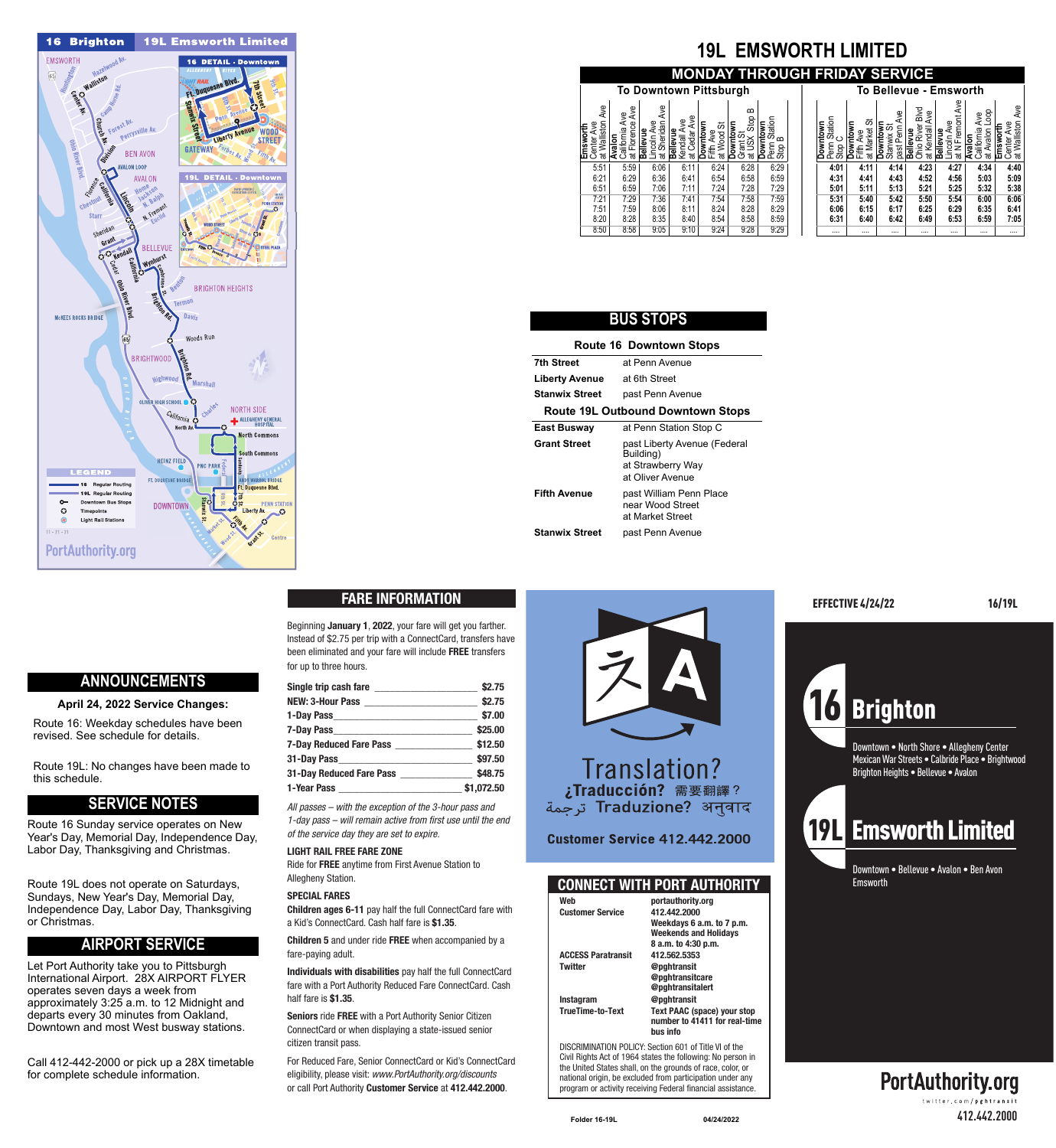# 19L EMSWORTH LIMITED

## MONDAY THROUGH FRIDAY SERVICE

### To Downtown Pittsburgh

| Emsworth Center Ave at Walliston Ave | Avalon California Ave at Florence Ave | Bellevue Lincoln Ave at Sheridan Ave | Bellevue Kendall Ave at Cedar Ave | Downtown Fifth Ave at Wood St | Downtown Grant St at USX Stop B | Downtown Penn Station Stop B |
|---|---|---|---|---|---|---|
| 5:51 | 5:59 | 6:06 | 6:11 | 6:24 | 6:28 | 6:29 |
| 6:21 | 6:29 | 6:36 | 6:41 | 6:54 | 6:58 | 6:59 |
| 6:51 | 6:59 | 7:06 | 7:11 | 7:24 | 7:28 | 7:29 |
| 7:21 | 7:29 | 7:36 | 7:41 | 7:54 | 7:58 | 7:59 |
| 7:51 | 7:59 | 8:06 | 8:11 | 8:24 | 8:28 | 8:29 |
| 8:20 | 8:28 | 8:35 | 8:40 | 8:54 | 8:58 | 8:59 |
| 8:50 | 8:58 | 9:05 | 9:10 | 9:24 | 9:28 | 9:29 |

### To Bellevue - Emsworth

| Downtown Penn Station Stop C | Downtown Fifth Ave at Market St | Downtown Stanwix St past Penn Ave | Bellevue Ohio River Blvd at Kendall Ave | Bellevue Lincoln Ave at N Fremont Ave | Avalon California Ave at Avalon Loop | Emsworth Center Ave at Walliston Ave |
|---|---|---|---|---|---|---|
| **4:01** | **4:11** | **4:14** | **4:23** | **4:27** | **4:34** | **4:40** |
| **4:31** | **4:41** | **4:43** | **4:52** | **4:56** | **5:03** | **5:09** |
| **5:01** | **5:11** | **5:13** | **5:21** | **5:25** | **5:32** | **5:38** |
| **5:31** | **5:40** | **5:42** | **5:50** | **5:54** | **6:00** | **6:06** |
| **6:06** | **6:15** | **6:17** | **6:25** | **6:29** | **6:35** | **6:41** |
| **6:31** | **6:40** | **6:42** | **6:49** | **6:53** | **6:59** | **7:05** |
| .... | .... | .... | .... | .... | .... | .... |

## BUS STOPS

### Route 16 Downtown Stops

| | |
|---|---|
| **7th Street** | at Penn Avenue |
| **Liberty Avenue** | at 6th Street |
| **Stanwix Street** | past Penn Avenue |

### Route 19L Outbound Downtown Stops

| | |
|---|---|
| **East Busway** | at Penn Station Stop C |
| **Grant Street** | past Liberty Avenue (Federal Building)<br>at Strawberry Way<br>at Oliver Avenue |
| **Fifth Avenue** | past William Penn Place<br>near Wood Street<br>at Market Street |
| **Stanwix Street** | past Penn Avenue |

## ANNOUNCEMENTS

**April 24, 2022 Service Changes:**

Route 16: Weekday schedules have been revised. See schedule for details.

Route 19L: No changes have been made to this schedule.

## SERVICE NOTES

Route 16 Sunday service operates on New Year's Day, Memorial Day, Independence Day, Labor Day, Thanksgiving and Christmas.

Route 19L does not operate on Saturdays, Sundays, New Year's Day, Memorial Day, Independence Day, Labor Day, Thanksgiving or Christmas.

## AIRPORT SERVICE

Let Port Authority take you to Pittsburgh International Airport. 28X AIRPORT FLYER operates seven days a week from approximately 3:25 a.m. to 12 Midnight and departs every 30 minutes from Oakland, Downtown and most West busway stations.

Call 412-442-2000 or pick up a 28X timetable for complete schedule information.

## FARE INFORMATION

Beginning **January 1**, **2022**, your fare will get you farther. Instead of $2.75 per trip with a ConnectCard, transfers have been eliminated and your fare will include **FREE** transfers for up to three hours.

| | |
|---|---|
| **Single trip cash fare** | **$2.75** |
| **NEW: 3-Hour Pass** | **$2.75** |
| **1-Day Pass** | **$7.00** |
| **7-Day Pass** | **$25.00** |
| **7-Day Reduced Fare Pass** | **$12.50** |
| **31-Day Pass** | **$97.50** |
| **31-Day Reduced Fare Pass** | **$48.75** |
| **1-Year Pass** | **$1,072.50** |

*All passes – with the exception of the 3-hour pass and 1-day pass – will remain active from first use until the end of the service day they are set to expire.*

**LIGHT RAIL FREE FARE ZONE**

Ride for **FREE** anytime from First Avenue Station to Allegheny Station.

**SPECIAL FARES**

**Children ages 6-11** pay half the full ConnectCard fare with a Kid's ConnectCard. Cash half fare is **$1.35**.

**Children 5** and under ride **FREE** when accompanied by a fare-paying adult.

**Individuals with disabilities** pay half the full ConnectCard fare with a Port Authority Reduced Fare ConnectCard. Cash half fare is **$1.35**.

**Seniors** ride **FREE** with a Port Authority Senior Citizen ConnectCard or when displaying a state-issued senior citizen transit pass.

For Reduced Fare, Senior ConnectCard or Kid's ConnectCard eligibility, please visit: *www.PortAuthority.org/discounts* or call Port Authority **Customer Service** at **412.442.2000**.

Translation?
¿Traducción? 需要翻譯？
ترجمة Traduzione? अनुवाद

**Customer Service 412.442.2000**

## CONNECT WITH PORT AUTHORITY

| | |
|---|---|
| **Web** | **portauthority.org** |
| **Customer Service** | **412.442.2000**<br>**Weekdays 6 a.m. to 7 p.m.**<br>**Weekends and Holidays 8 a.m. to 4:30 p.m.** |
| **ACCESS Paratransit** | **412.562.5353** |
| **Twitter** | **@pghtransit**<br>**@pghtransitcare**<br>**@pghtransitalert** |
| **Instagram** | **@pghtransit** |
| **TrueTime-to-Text** | **Text PAAC (space) your stop number to 41411 for real-time bus info** |

DISCRIMINATION POLICY: Section 601 of Title VI of the Civil Rights Act of 1964 states the following: No person in the United States shall, on the grounds of race, color, or national origin, be excluded from participation under any program or activity receiving Federal financial assistance.

Folder 16-19L    04/24/2022

**EFFECTIVE 4/24/22**    **16/19L**

# 16 Brighton

Downtown • North Shore • Allegheny Center
Mexican War Streets • Calbride Place • Brightwood
Brighton Heights • Bellevue • Avalon

# 19L Emsworth Limited

Downtown • Bellevue • Avalon • Ben Avon
Emsworth

**PortAuthority.org**
twitter.com/pghtransit
412.442.2000